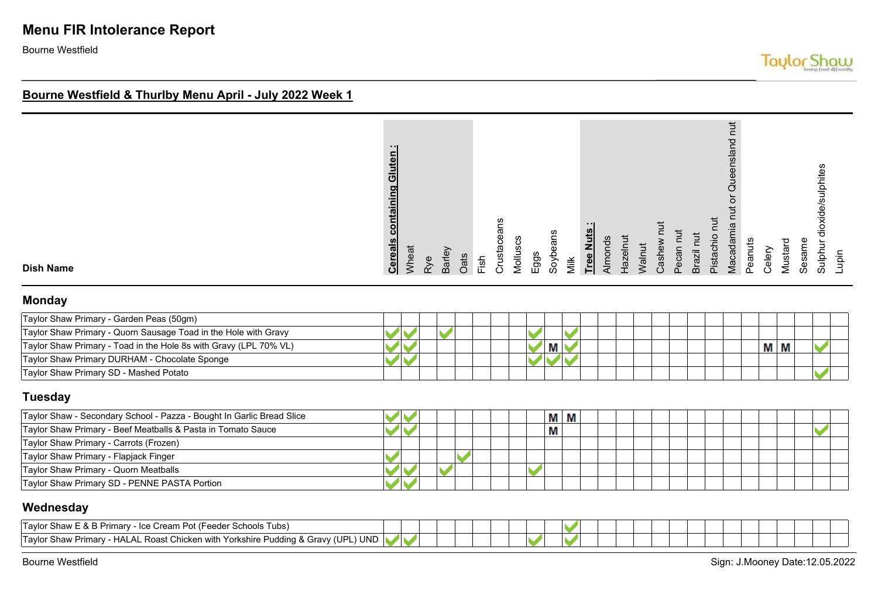# Menu FIR Intolerance Report

Bourne Westfield

## Bourne Westfield & Thurlby Menu April - July 2022 Week 1

### Monday

| Dish Name | Cereals containing Gluten : | Wheat | Rye | Barley | Oats | Fish | Crustaceans | Molluscs | Eggs | Soybeans | Milk | Tree Nuts : | Almonds | Hazelnut | Walnut | Cashew nut | Pecan nut | Brazil nut | Pistachio nut | Macadamia nut or Queensland nut | Peanuts | Celery | Mustard | Sesame | Sulphur dioxide/sulphites | Lupin |
|---|---|---|---|---|---|---|---|---|---|---|---|---|---|---|---|---|---|---|---|---|---|---|---|---|---|---|
| Taylor Shaw Primary - Garden Peas (50gm) | | | | | | | | | | | | | | | | | | | | | | | | | | |
| Taylor Shaw Primary - Quorn Sausage Toad in the Hole with Gravy | ✓ | ✓ | | ✓ | | | | | ✓ | | ✓ | | | | | | | | | | | | | | | |
| Taylor Shaw Primary - Toad in the Hole 8s with Gravy (LPL 70% VL) | ✓ | ✓ | | | | | | | ✓ | M | ✓ | | | | | | | | | | | M | M | | ✓ | |
| Taylor Shaw Primary DURHAM - Chocolate Sponge | ✓ | ✓ | | | | | | | ✓ | ✓ | ✓ | | | | | | | | | | | | | | | |
| Taylor Shaw Primary SD - Mashed Potato | | | | | | | | | | | | | | | | | | | | | | | | | ✓ | |

### Tuesday

| Dish Name | Cereals containing Gluten : | Wheat | Rye | Barley | Oats | Fish | Crustaceans | Molluscs | Eggs | Soybeans | Milk | Tree Nuts : | Almonds | Hazelnut | Walnut | Cashew nut | Pecan nut | Brazil nut | Pistachio nut | Macadamia nut or Queensland nut | Peanuts | Celery | Mustard | Sesame | Sulphur dioxide/sulphites | Lupin |
|---|---|---|---|---|---|---|---|---|---|---|---|---|---|---|---|---|---|---|---|---|---|---|---|---|---|---|
| Taylor Shaw - Secondary School - Pazza - Bought In Garlic Bread Slice | ✓ | ✓ | | | | | | | | M | M | | | | | | | | | | | | | | | |
| Taylor Shaw Primary - Beef Meatballs & Pasta in Tomato Sauce | ✓ | ✓ | | | | | | | | M | | | | | | | | | | | | | | | ✓ | |
| Taylor Shaw Primary - Carrots (Frozen) | | | | | | | | | | | | | | | | | | | | | | | | | | |
| Taylor Shaw Primary - Flapjack Finger | ✓ | | | | ✓ | | | | | | | | | | | | | | | | | | | | | |
| Taylor Shaw Primary - Quorn Meatballs | ✓ | ✓ | | ✓ | | | | | ✓ | | | | | | | | | | | | | | | | | |
| Taylor Shaw Primary SD - PENNE PASTA Portion | ✓ | ✓ | | | | | | | | | | | | | | | | | | | | | | | | |

### Wednesday

| Dish Name | Cereals containing Gluten : | Wheat | Rye | Barley | Oats | Fish | Crustaceans | Molluscs | Eggs | Soybeans | Milk | Tree Nuts : | Almonds | Hazelnut | Walnut | Cashew nut | Pecan nut | Brazil nut | Pistachio nut | Macadamia nut or Queensland nut | Peanuts | Celery | Mustard | Sesame | Sulphur dioxide/sulphites | Lupin |
|---|---|---|---|---|---|---|---|---|---|---|---|---|---|---|---|---|---|---|---|---|---|---|---|---|---|---|
| Taylor Shaw E & B Primary - Ice Cream Pot (Feeder Schools Tubs) | | | | | | | | | | | ✓ | | | | | | | | | | | | | | | |
| Taylor Shaw Primary - HALAL Roast Chicken with Yorkshire Pudding & Gravy (UPL) UND | ✓ | ✓ | | | | | | | ✓ | | ✓ | | | | | | | | | | | | | | | |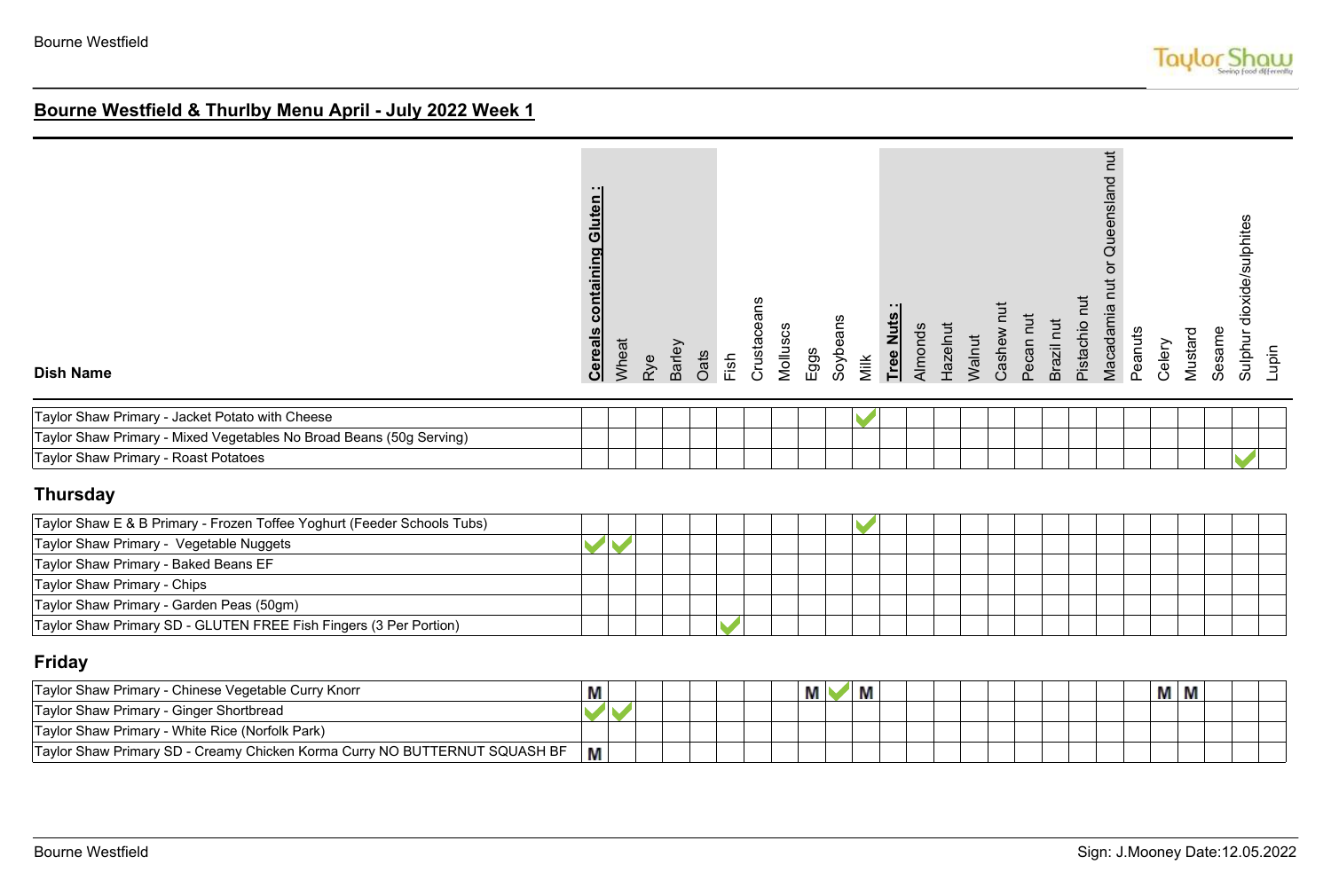## Bourne Westfield & Thurlby Menu April - July 2022 Week 1

| Dish Name | **Cereals containing Gluten :** | Wheat | Rye | Barley | Oats | Fish | Crustaceans | Molluscs | Eggs | Soybeans | Milk | **Tree Nuts :** | Almonds | Hazelnut | Walnut | Cashew nut | Pecan nut | Brazil nut | Pistachio nut | Macadamia nut or Queensland nut | Peanuts | Celery | Mustard | Sesame | Sulphur dioxide/sulphites | Lupin |
|---|---|---|---|---|---|---|---|---|---|---|---|---|---|---|---|---|---|---|---|---|---|---|---|---|---|---|
| Taylor Shaw Primary - Jacket Potato with Cheese | | | | | | | | | | | ✓ | | | | | | | | | | | | | | | |
| Taylor Shaw Primary - Mixed Vegetables No Broad Beans (50g Serving) | | | | | | | | | | | | | | | | | | | | | | | | | | |
| Taylor Shaw Primary - Roast Potatoes | | | | | | | | | | | | | | | | | | | | | | | | | ✓ | |

### Thursday

| Dish Name | **Cereals containing Gluten :** | Wheat | Rye | Barley | Oats | Fish | Crustaceans | Molluscs | Eggs | Soybeans | Milk | **Tree Nuts :** | Almonds | Hazelnut | Walnut | Cashew nut | Pecan nut | Brazil nut | Pistachio nut | Macadamia nut or Queensland nut | Peanuts | Celery | Mustard | Sesame | Sulphur dioxide/sulphites | Lupin |
|---|---|---|---|---|---|---|---|---|---|---|---|---|---|---|---|---|---|---|---|---|---|---|---|---|---|---|
| Taylor Shaw E & B Primary - Frozen Toffee Yoghurt (Feeder Schools Tubs) | | | | | | | | | | | ✓ | | | | | | | | | | | | | | | |
| Taylor Shaw Primary - Vegetable Nuggets | ✓ | ✓ | | | | | | | | | | | | | | | | | | | | | | | | |
| Taylor Shaw Primary - Baked Beans EF | | | | | | | | | | | | | | | | | | | | | | | | | | |
| Taylor Shaw Primary - Chips | | | | | | | | | | | | | | | | | | | | | | | | | | |
| Taylor Shaw Primary - Garden Peas (50gm) | | | | | | | | | | | | | | | | | | | | | | | | | | |
| Taylor Shaw Primary SD - GLUTEN FREE Fish Fingers (3 Per Portion) | | | | | | ✓ | | | | | | | | | | | | | | | | | | | | |

### Friday

| Dish Name | **Cereals containing Gluten :** | Wheat | Rye | Barley | Oats | Fish | Crustaceans | Molluscs | Eggs | Soybeans | Milk | **Tree Nuts :** | Almonds | Hazelnut | Walnut | Cashew nut | Pecan nut | Brazil nut | Pistachio nut | Macadamia nut or Queensland nut | Peanuts | Celery | Mustard | Sesame | Sulphur dioxide/sulphites | Lupin |
|---|---|---|---|---|---|---|---|---|---|---|---|---|---|---|---|---|---|---|---|---|---|---|---|---|---|---|
| Taylor Shaw Primary - Chinese Vegetable Curry Knorr | M | | | | | | | | M | ✓ | M | | | | | | | | | | | M | M | | | |
| Taylor Shaw Primary - Ginger Shortbread | ✓ | ✓ | | | | | | | | | | | | | | | | | | | | | | | | |
| Taylor Shaw Primary - White Rice (Norfolk Park) | | | | | | | | | | | | | | | | | | | | | | | | | | |
| Taylor Shaw Primary SD - Creamy Chicken Korma Curry NO BUTTERNUT SQUASH BF | M | | | | | | | | | | | | | | | | | | | | | | | | | |

Sign: J.Mooney Date:12.05.2022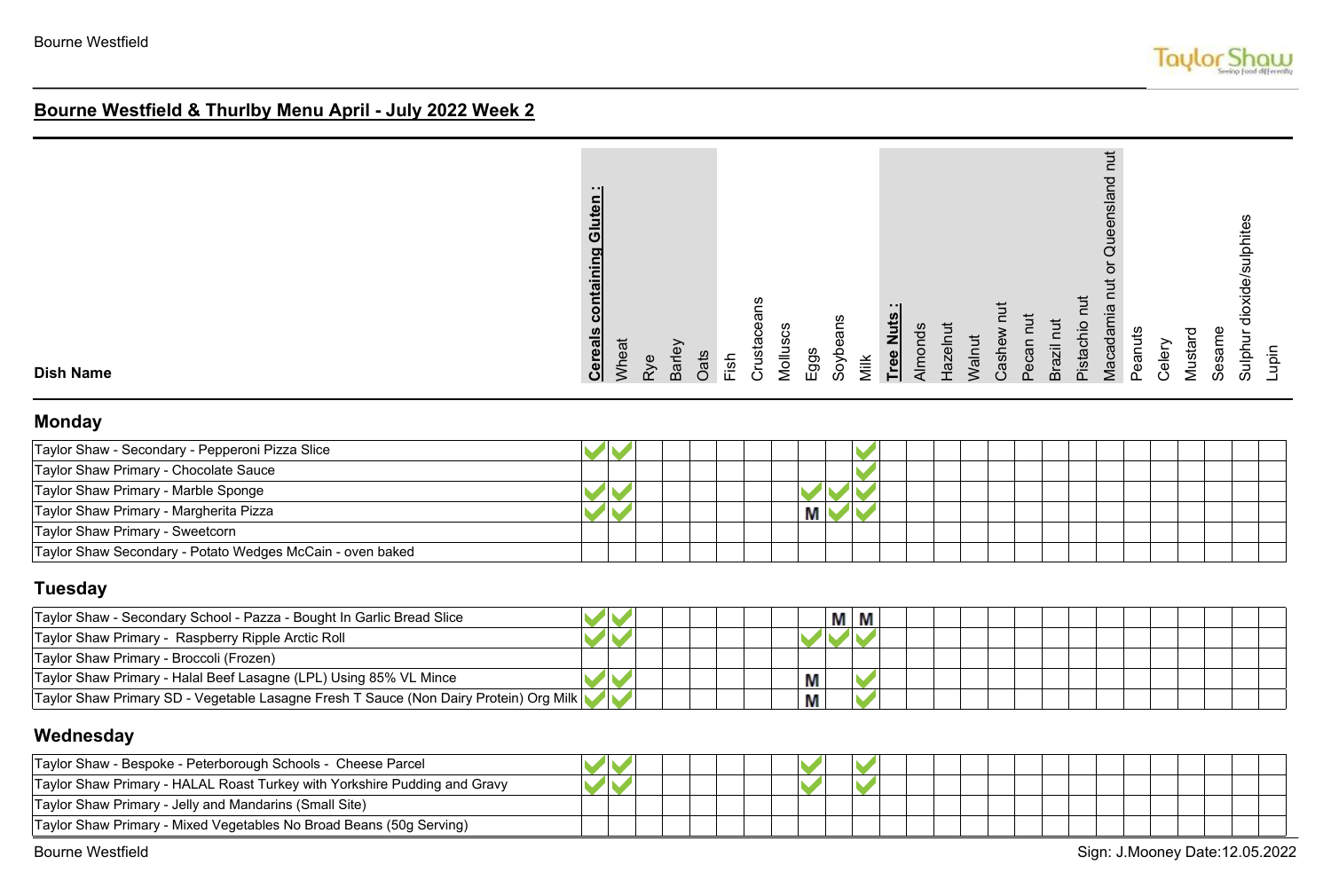## Bourne Westfield & Thurlby Menu April - July 2022 Week 2

### Monday

| Dish Name | **Cereals containing Gluten :** | Wheat | Rye | Barley | Oats | Fish | Crustaceans | Molluscs | Eggs | Soybeans | Milk | **Tree Nuts :** | Almonds | Hazelnut | Walnut | Cashew nut | Pecan nut | Brazil nut | Pistachio nut | Macadamia nut or Queensland nut | Peanuts | Celery | Mustard | Sesame | Sulphur dioxide/sulphites | Lupin |
|---|---|---|---|---|---|---|---|---|---|---|---|---|---|---|---|---|---|---|---|---|---|---|---|---|---|---|
| Taylor Shaw - Secondary - Pepperoni Pizza Slice | ✓ | ✓ | | | | | | | | | ✓ | | | | | | | | | | | | | | | |
| Taylor Shaw Primary - Chocolate Sauce | | | | | | | | | | | ✓ | | | | | | | | | | | | | | | |
| Taylor Shaw Primary - Marble Sponge | ✓ | ✓ | | | | | | | ✓ | ✓ | ✓ | | | | | | | | | | | | | | | |
| Taylor Shaw Primary - Margherita Pizza | ✓ | ✓ | | | | | | | M | ✓ | ✓ | | | | | | | | | | | | | | | |
| Taylor Shaw Primary - Sweetcorn | | | | | | | | | | | | | | | | | | | | | | | | | | |
| Taylor Shaw Secondary - Potato Wedges McCain - oven baked | | | | | | | | | | | | | | | | | | | | | | | | | | |

### Tuesday

| Dish Name | **Cereals containing Gluten :** | Wheat | Rye | Barley | Oats | Fish | Crustaceans | Molluscs | Eggs | Soybeans | Milk | **Tree Nuts :** | Almonds | Hazelnut | Walnut | Cashew nut | Pecan nut | Brazil nut | Pistachio nut | Macadamia nut or Queensland nut | Peanuts | Celery | Mustard | Sesame | Sulphur dioxide/sulphites | Lupin |
|---|---|---|---|---|---|---|---|---|---|---|---|---|---|---|---|---|---|---|---|---|---|---|---|---|---|---|
| Taylor Shaw - Secondary School - Pazza - Bought In Garlic Bread Slice | ✓ | ✓ | | | | | | | | M | M | | | | | | | | | | | | | | | |
| Taylor Shaw Primary - Raspberry Ripple Arctic Roll | ✓ | ✓ | | | | | | | ✓ | ✓ | ✓ | | | | | | | | | | | | | | | |
| Taylor Shaw Primary - Broccoli (Frozen) | | | | | | | | | | | | | | | | | | | | | | | | | | |
| Taylor Shaw Primary - Halal Beef Lasagne (LPL) Using 85% VL Mince | ✓ | ✓ | | | | | | | M | | ✓ | | | | | | | | | | | | | | | |
| Taylor Shaw Primary SD - Vegetable Lasagne Fresh T Sauce (Non Dairy Protein) Org Milk | ✓ | ✓ | | | | | | | M | | ✓ | | | | | | | | | | | | | | | |

### Wednesday

| Dish Name | **Cereals containing Gluten :** | Wheat | Rye | Barley | Oats | Fish | Crustaceans | Molluscs | Eggs | Soybeans | Milk | **Tree Nuts :** | Almonds | Hazelnut | Walnut | Cashew nut | Pecan nut | Brazil nut | Pistachio nut | Macadamia nut or Queensland nut | Peanuts | Celery | Mustard | Sesame | Sulphur dioxide/sulphites | Lupin |
|---|---|---|---|---|---|---|---|---|---|---|---|---|---|---|---|---|---|---|---|---|---|---|---|---|---|---|
| Taylor Shaw - Bespoke - Peterborough Schools - Cheese Parcel | ✓ | ✓ | | | | | | | ✓ | | ✓ | | | | | | | | | | | | | | | |
| Taylor Shaw Primary - HALAL Roast Turkey with Yorkshire Pudding and Gravy | ✓ | ✓ | | | | | | | ✓ | | ✓ | | | | | | | | | | | | | | | |
| Taylor Shaw Primary - Jelly and Mandarins (Small Site) | | | | | | | | | | | | | | | | | | | | | | | | | | |
| Taylor Shaw Primary - Mixed Vegetables No Broad Beans (50g Serving) | | | | | | | | | | | | | | | | | | | | | | | | | | |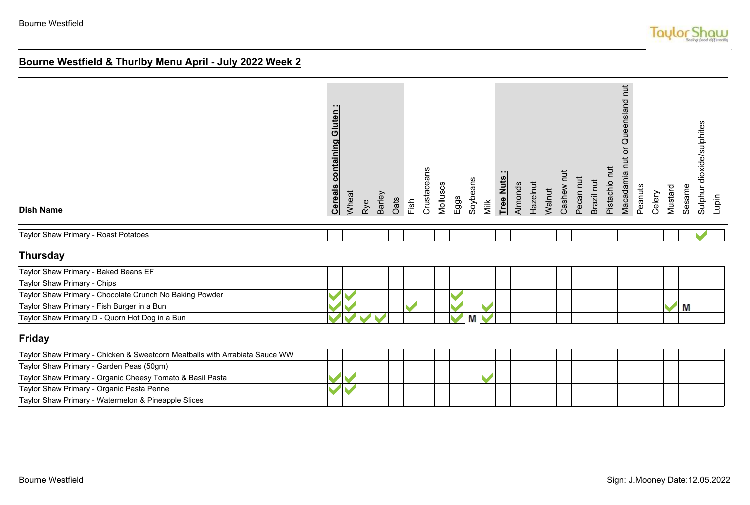## Bourne Westfield & Thurlby Menu April - July 2022 Week 2

| Dish Name | Cereals containing Gluten : | Wheat | Rye | Barley | Oats | Fish | Crustaceans | Molluscs | Eggs | Soybeans | Milk | Tree Nuts : | Almonds | Hazelnut | Walnut | Cashew nut | Pecan nut | Brazil nut | Pistachio nut | Macadamia nut or Queensland nut | Peanuts | Celery | Mustard | Sesame | Sulphur dioxide/sulphites | Lupin |
|---|---|---|---|---|---|---|---|---|---|---|---|---|---|---|---|---|---|---|---|---|---|---|---|---|---|---|
| Taylor Shaw Primary - Roast Potatoes | | | | | | | | | | | | | | | | | | | | | | | | | ✓ | |

### Thursday

| Dish Name | Cereals containing Gluten : | Wheat | Rye | Barley | Oats | Fish | Crustaceans | Molluscs | Eggs | Soybeans | Milk | Tree Nuts : | Almonds | Hazelnut | Walnut | Cashew nut | Pecan nut | Brazil nut | Pistachio nut | Macadamia nut or Queensland nut | Peanuts | Celery | Mustard | Sesame | Sulphur dioxide/sulphites | Lupin |
|---|---|---|---|---|---|---|---|---|---|---|---|---|---|---|---|---|---|---|---|---|---|---|---|---|---|---|
| Taylor Shaw Primary - Baked Beans EF | | | | | | | | | | | | | | | | | | | | | | | | | | |
| Taylor Shaw Primary - Chips | | | | | | | | | | | | | | | | | | | | | | | | | | |
| Taylor Shaw Primary - Chocolate Crunch No Baking Powder | ✓ | ✓ | | | | | | | ✓ | | | | | | | | | | | | | | | | | |
| Taylor Shaw Primary - Fish Burger in a Bun | ✓ | ✓ | | | | ✓ | | | ✓ | | ✓ | | | | | | | | | | | | ✓ | M | | |
| Taylor Shaw Primary D - Quorn Hot Dog in a Bun | ✓ | ✓ | ✓ | ✓ | | | | | ✓ | M | ✓ | | | | | | | | | | | | | | | |

### Friday

| Dish Name | Cereals containing Gluten : | Wheat | Rye | Barley | Oats | Fish | Crustaceans | Molluscs | Eggs | Soybeans | Milk | Tree Nuts : | Almonds | Hazelnut | Walnut | Cashew nut | Pecan nut | Brazil nut | Pistachio nut | Macadamia nut or Queensland nut | Peanuts | Celery | Mustard | Sesame | Sulphur dioxide/sulphites | Lupin |
|---|---|---|---|---|---|---|---|---|---|---|---|---|---|---|---|---|---|---|---|---|---|---|---|---|---|---|
| Taylor Shaw Primary - Chicken & Sweetcorn Meatballs with Arrabiata Sauce WW | | | | | | | | | | | | | | | | | | | | | | | | | | |
| Taylor Shaw Primary - Garden Peas (50gm) | | | | | | | | | | | | | | | | | | | | | | | | | | |
| Taylor Shaw Primary - Organic Cheesy Tomato & Basil Pasta | ✓ | ✓ | | | | | | | | | ✓ | | | | | | | | | | | | | | | |
| Taylor Shaw Primary - Organic Pasta Penne | ✓ | ✓ | | | | | | | | | | | | | | | | | | | | | | | | |
| Taylor Shaw Primary - Watermelon & Pineapple Slices | | | | | | | | | | | | | | | | | | | | | | | | | | |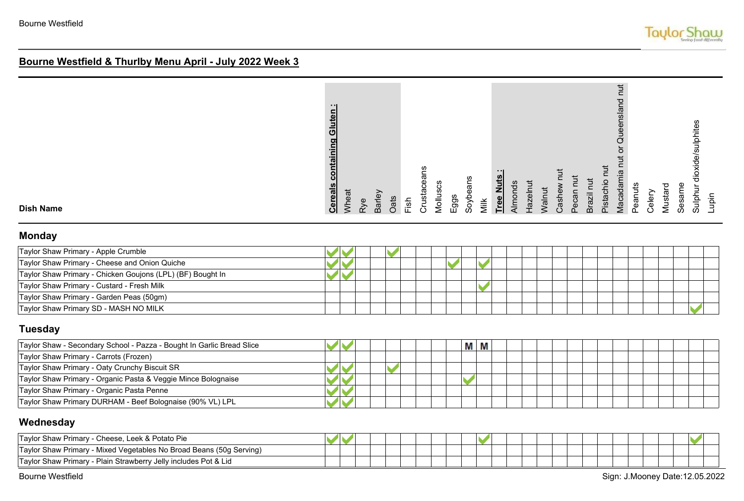## Bourne Westfield & Thurlby Menu April - July 2022 Week 3

| Dish Name | Cereals containing Gluten : | Wheat | Rye | Barley | Oats | Fish | Crustaceans | Molluscs | Eggs | Soybeans | Milk | Tree Nuts : | Almonds | Hazelnut | Walnut | Cashew nut | Pecan nut | Brazil nut | Pistachio nut | Macadamia nut or Queensland nut | Peanuts | Celery | Mustard | Sesame | Sulphur dioxide/sulphites | Lupin |
|---|---|---|---|---|---|---|---|---|---|---|---|---|---|---|---|---|---|---|---|---|---|---|---|---|---|---|
| **Monday** | | | | | | | | | | | | | | | | | | | | | | | | | | |
| Taylor Shaw Primary - Apple Crumble | ✓ | ✓ | | | ✓ | | | | | | | | | | | | | | | | | | | | | |
| Taylor Shaw Primary - Cheese and Onion Quiche | ✓ | ✓ | | | | | | | ✓ | | ✓ | | | | | | | | | | | | | | | |
| Taylor Shaw Primary - Chicken Goujons (LPL) (BF) Bought In | ✓ | ✓ | | | | | | | | | | | | | | | | | | | | | | | | |
| Taylor Shaw Primary - Custard - Fresh Milk | | | | | | | | | | | ✓ | | | | | | | | | | | | | | | |
| Taylor Shaw Primary - Garden Peas (50gm) | | | | | | | | | | | | | | | | | | | | | | | | | | |
| Taylor Shaw Primary SD - MASH NO MILK | | | | | | | | | | | | | | | | | | | | | | | | | ✓ | |
| **Tuesday** | | | | | | | | | | | | | | | | | | | | | | | | | | |
| Taylor Shaw - Secondary School - Pazza - Bought In Garlic Bread Slice | ✓ | ✓ | | | | | | | | M | M | | | | | | | | | | | | | | | |
| Taylor Shaw Primary - Carrots (Frozen) | | | | | | | | | | | | | | | | | | | | | | | | | | |
| Taylor Shaw Primary - Oaty Crunchy Biscuit SR | ✓ | ✓ | | | ✓ | | | | | | | | | | | | | | | | | | | | | |
| Taylor Shaw Primary - Organic Pasta & Veggie Mince Bolognaise | ✓ | ✓ | | | | | | | | ✓ | | | | | | | | | | | | | | | | |
| Taylor Shaw Primary - Organic Pasta Penne | ✓ | ✓ | | | | | | | | | | | | | | | | | | | | | | | | |
| Taylor Shaw Primary DURHAM - Beef Bolognaise (90% VL) LPL | ✓ | ✓ | | | | | | | | | | | | | | | | | | | | | | | | |
| **Wednesday** | | | | | | | | | | | | | | | | | | | | | | | | | | |
| Taylor Shaw Primary - Cheese, Leek & Potato Pie | ✓ | ✓ | | | | | | | | | ✓ | | | | | | | | | | | | | | ✓ | |
| Taylor Shaw Primary - Mixed Vegetables No Broad Beans (50g Serving) | | | | | | | | | | | | | | | | | | | | | | | | | | |
| Taylor Shaw Primary - Plain Strawberry Jelly includes Pot & Lid | | | | | | | | | | | | | | | | | | | | | | | | | | |

Sign: J.Mooney Date:12.05.2022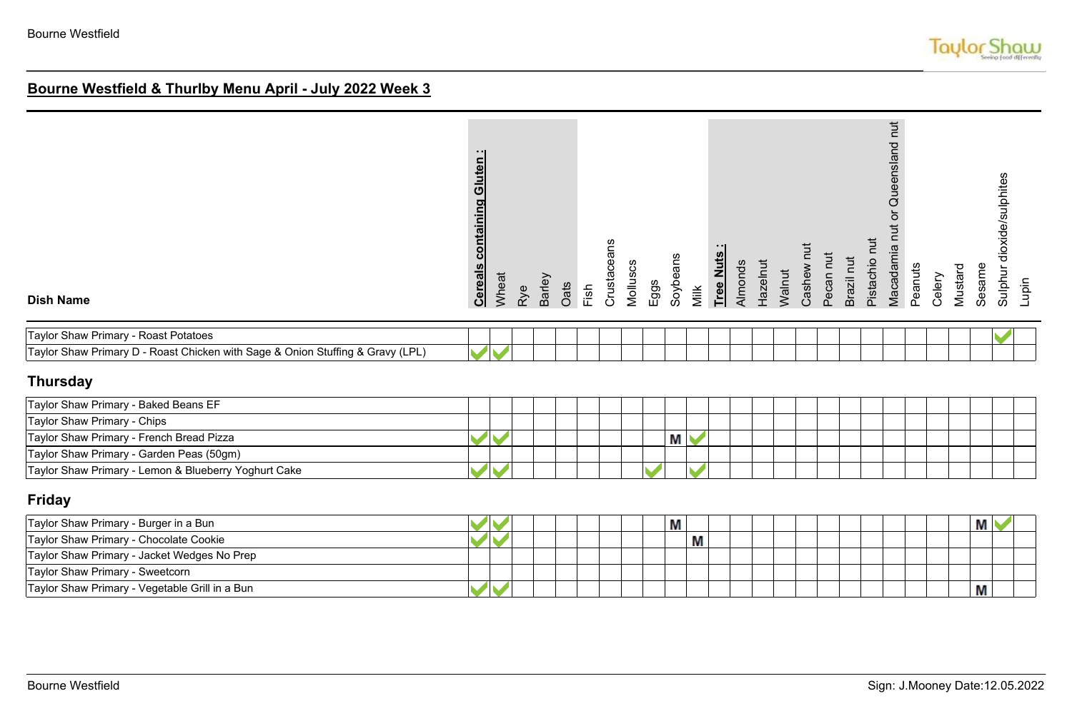## Bourne Westfield & Thurlby Menu April - July 2022 Week 3

| Dish Name | Cereals containing Gluten : | Wheat | Rye | Barley | Oats | Fish | Crustaceans | Molluscs | Eggs | Soybeans | Milk | Tree Nuts : | Almonds | Hazelnut | Walnut | Cashew nut | Pecan nut | Brazil nut | Pistachio nut | Macadamia nut or Queensland nut | Peanuts | Celery | Mustard | Sesame | Sulphur dioxide/sulphites | Lupin |
|---|---|---|---|---|---|---|---|---|---|---|---|---|---|---|---|---|---|---|---|---|---|---|---|---|---|---|
| Taylor Shaw Primary - Roast Potatoes | | | | | | | | | | | | | | | | | | | | | | | | | ✓ | |
| Taylor Shaw Primary D - Roast Chicken with Sage & Onion Stuffing & Gravy (LPL) | ✓ | ✓ | | | | | | | | | | | | | | | | | | | | | | | | |

### Thursday

| Dish Name | Cereals containing Gluten : | Wheat | Rye | Barley | Oats | Fish | Crustaceans | Molluscs | Eggs | Soybeans | Milk | Tree Nuts : | Almonds | Hazelnut | Walnut | Cashew nut | Pecan nut | Brazil nut | Pistachio nut | Macadamia nut or Queensland nut | Peanuts | Celery | Mustard | Sesame | Sulphur dioxide/sulphites | Lupin |
|---|---|---|---|---|---|---|---|---|---|---|---|---|---|---|---|---|---|---|---|---|---|---|---|---|---|---|
| Taylor Shaw Primary - Baked Beans EF | | | | | | | | | | | | | | | | | | | | | | | | | | |
| Taylor Shaw Primary - Chips | | | | | | | | | | | | | | | | | | | | | | | | | | |
| Taylor Shaw Primary - French Bread Pizza | ✓ | ✓ | | | | | | | | M | ✓ | | | | | | | | | | | | | | | |
| Taylor Shaw Primary - Garden Peas (50gm) | | | | | | | | | | | | | | | | | | | | | | | | | | |
| Taylor Shaw Primary - Lemon & Blueberry Yoghurt Cake | ✓ | ✓ | | | | | | | ✓ | | ✓ | | | | | | | | | | | | | | | |

### Friday

| Dish Name | Cereals containing Gluten : | Wheat | Rye | Barley | Oats | Fish | Crustaceans | Molluscs | Eggs | Soybeans | Milk | Tree Nuts : | Almonds | Hazelnut | Walnut | Cashew nut | Pecan nut | Brazil nut | Pistachio nut | Macadamia nut or Queensland nut | Peanuts | Celery | Mustard | Sesame | Sulphur dioxide/sulphites | Lupin |
|---|---|---|---|---|---|---|---|---|---|---|---|---|---|---|---|---|---|---|---|---|---|---|---|---|---|---|
| Taylor Shaw Primary - Burger in a Bun | ✓ | ✓ | | | | | | | | M | | | | | | | | | | | | | | M | ✓ | |
| Taylor Shaw Primary - Chocolate Cookie | ✓ | ✓ | | | | | | | | | M | | | | | | | | | | | | | | | |
| Taylor Shaw Primary - Jacket Wedges No Prep | | | | | | | | | | | | | | | | | | | | | | | | | | |
| Taylor Shaw Primary - Sweetcorn | | | | | | | | | | | | | | | | | | | | | | | | | | |
| Taylor Shaw Primary - Vegetable Grill in a Bun | ✓ | ✓ | | | | | | | | | | | | | | | | | | | | | | M | | |